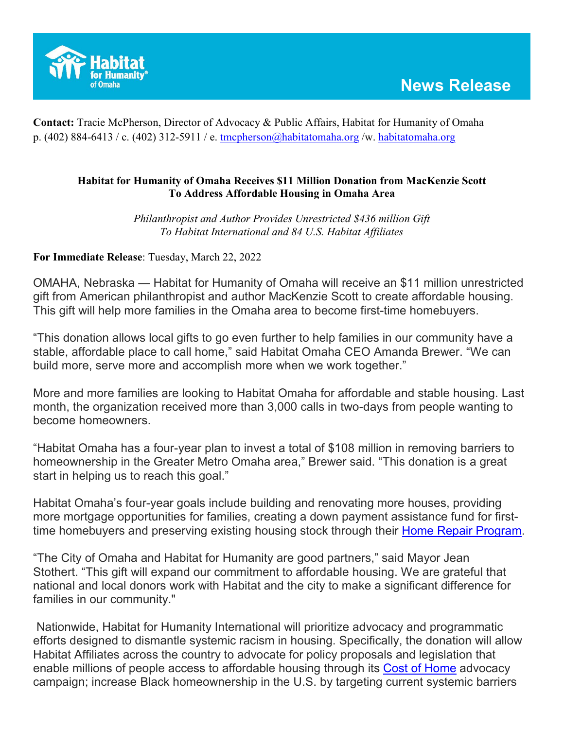Habitat for Humanity® of Omaha

**News Release**

**Contact:** Tracie McPherson, Director of Advocacy & Public Affairs, Habitat for Humanity of Omaha
p. (402) 884-6413 / c. (402) 312-5911 / e. tmcpherson@habitatomaha.org /w. habitatomaha.org

**Habitat for Humanity of Omaha Receives $11 Million Donation from MacKenzie Scott To Address Affordable Housing in Omaha Area**

*Philanthropist and Author Provides Unrestricted $436 million Gift To Habitat International and 84 U.S. Habitat Affiliates*

**For Immediate Release**: Tuesday, March 22, 2022

OMAHA, Nebraska — Habitat for Humanity of Omaha will receive an $11 million unrestricted gift from American philanthropist and author MacKenzie Scott to create affordable housing. This gift will help more families in the Omaha area to become first-time homebuyers.

"This donation allows local gifts to go even further to help families in our community have a stable, affordable place to call home," said Habitat Omaha CEO Amanda Brewer. "We can build more, serve more and accomplish more when we work together."

More and more families are looking to Habitat Omaha for affordable and stable housing. Last month, the organization received more than 3,000 calls in two-days from people wanting to become homeowners.

"Habitat Omaha has a four-year plan to invest a total of $108 million in removing barriers to homeownership in the Greater Metro Omaha area," Brewer said. "This donation is a great start in helping us to reach this goal."

Habitat Omaha's four-year goals include building and renovating more houses, providing more mortgage opportunities for families, creating a down payment assistance fund for first-time homebuyers and preserving existing housing stock through their Home Repair Program.

"The City of Omaha and Habitat for Humanity are good partners," said Mayor Jean Stothert. "This gift will expand our commitment to affordable housing. We are grateful that national and local donors work with Habitat and the city to make a significant difference for families in our community."

Nationwide, Habitat for Humanity International will prioritize advocacy and programmatic efforts designed to dismantle systemic racism in housing. Specifically, the donation will allow Habitat Affiliates across the country to advocate for policy proposals and legislation that enable millions of people access to affordable housing through its Cost of Home advocacy campaign; increase Black homeownership in the U.S. by targeting current systemic barriers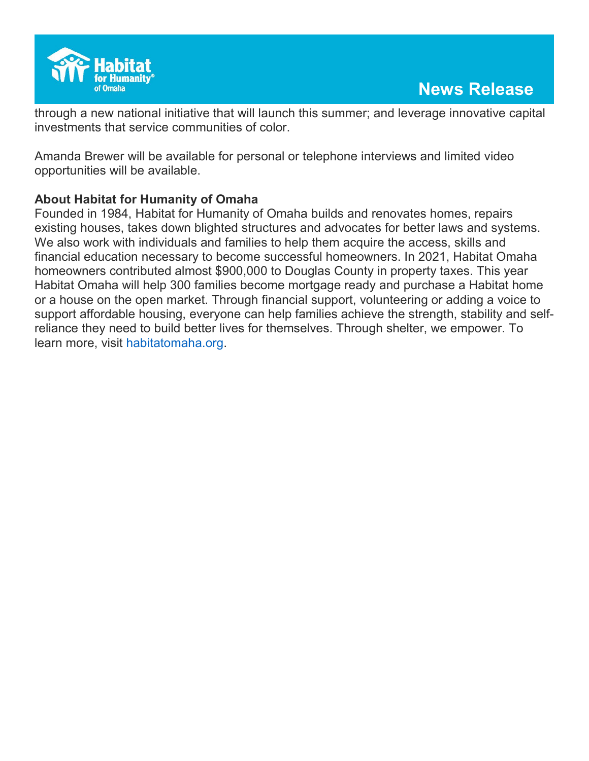through a new national initiative that will launch this summer; and leverage innovative capital investments that service communities of color.

Amanda Brewer will be available for personal or telephone interviews and limited video opportunities will be available.

**About Habitat for Humanity of Omaha**

Founded in 1984, Habitat for Humanity of Omaha builds and renovates homes, repairs existing houses, takes down blighted structures and advocates for better laws and systems. We also work with individuals and families to help them acquire the access, skills and financial education necessary to become successful homeowners. In 2021, Habitat Omaha homeowners contributed almost $900,000 to Douglas County in property taxes. This year Habitat Omaha will help 300 families become mortgage ready and purchase a Habitat home or a house on the open market. Through financial support, volunteering or adding a voice to support affordable housing, everyone can help families achieve the strength, stability and self-reliance they need to build better lives for themselves. Through shelter, we empower. To learn more, visit habitatomaha.org.